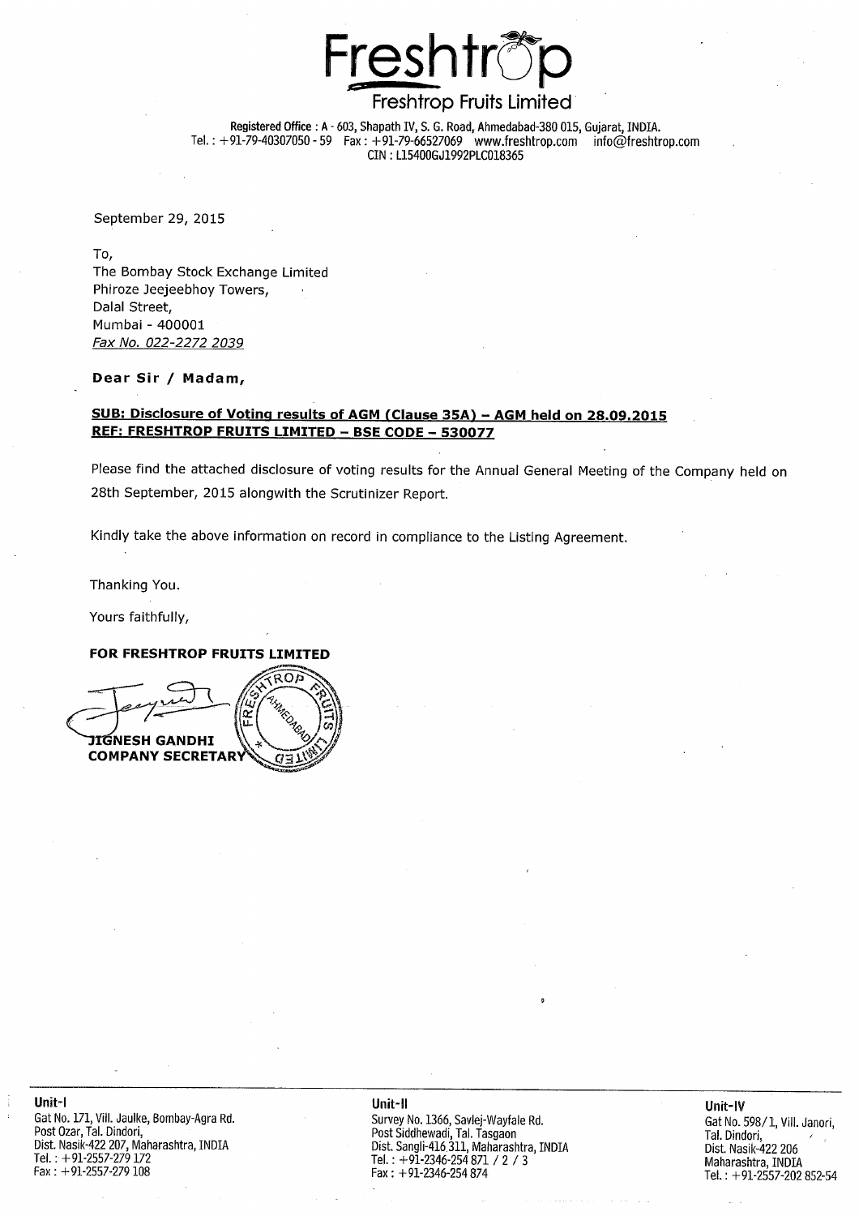# Freshtrop

## Freshtrop Fruits Limited

**Registered Office : A - 603, Shapath IV, S. G. Road, Ahmedabad-380 015, Gujarat, INDIA.**
Tel. : +91-79-40307050 - 59 Fax : +91-79-66527069 www.freshtrop.com info@freshtrop.com
CIN : L15400GJ1992PLC018365

September 29, 2015

To,
The Bombay Stock Exchange Limited
Phiroze Jeejeebhoy Towers,
Dalal Street,
Mumbai - 400001
*Fax No. 022-2272 2039*

**Dear Sir / Madam,**

**SUB: Disclosure of Voting results of AGM (Clause 35A) – AGM held on 28.09.2015**
**REF: FRESHTROP FRUITS LIMITED – BSE CODE – 530077**

Please find the attached disclosure of voting results for the Annual General Meeting of the Company held on 28th September, 2015 alongwith the Scrutinizer Report.

Kindly take the above information on record in compliance to the Listing Agreement.

Thanking You.

Yours faithfully,

**FOR FRESHTROP FRUITS LIMITED**

**JIGNESH GANDHI**
**COMPANY SECRETARY**

**Unit-I**
Gat No. 171, Vill. Jaulke, Bombay-Agra Rd.
Post Ozar, Tal. Dindori,
Dist. Nasik-422 207, Maharashtra, INDIA
Tel. : +91-2557-279 172
Fax : +91-2557-279 108

**Unit-II**
Survey No. 1366, Savlej-Wayfale Rd.
Post Siddhewadi, Tal. Tasgaon
Dist. Sangli-416 311, Maharashtra, INDIA
Tel. : +91-2346-254 871 / 2 / 3
Fax : +91-2346-254 874

**Unit-IV**
Gat No. 598/1, Vill. Janori,
Tal. Dindori,
Dist. Nasik-422 206
Maharashtra, INDIA
Tel. : +91-2557-202 852-54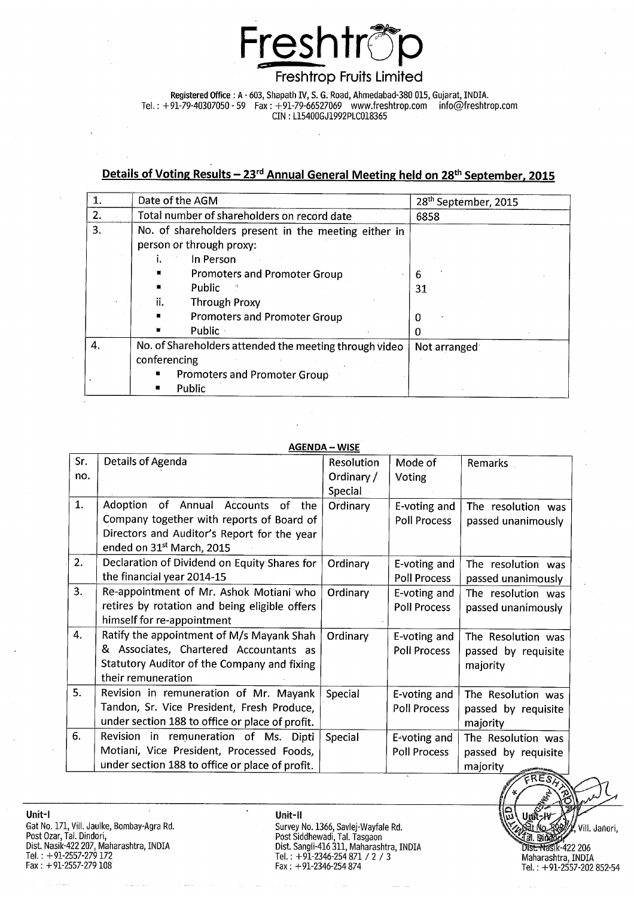# Freshtrop

## Freshtrop Fruits Limited

Registered Office : A - 603, Shapath IV, S. G. Road, Ahmedabad-380 015, Gujarat, INDIA.
Tel. : +91-79-40307050 - 59 Fax : +91-79-66527069 www.freshtrop.com info@freshtrop.com
CIN : L15400GJ1992PLC018365

## Details of Voting Results – 23rd Annual General Meeting held on 28th September, 2015

| | | |
|---|---|---|
| 1. | Date of the AGM | 28th September, 2015 |
| 2. | Total number of shareholders on record date | 6858 |
| 3. | No. of shareholders present in the meeting either in person or through proxy: | |
| | i. In Person | |
| | ▪ Promoters and Promoter Group | 6 |
| | ▪ Public | 31 |
| | ii. Through Proxy | |
| | ▪ Promoters and Promoter Group | 0 |
| | ▪ Public | 0 |
| 4. | No. of Shareholders attended the meeting through video conferencing<br>▪ Promoters and Promoter Group<br>▪ Public | Not arranged |

### AGENDA – WISE

| Sr. no. | Details of Agenda | Resolution Ordinary / Special | Mode of Voting | Remarks |
|---|---|---|---|---|
| 1. | Adoption of Annual Accounts of the Company together with reports of Board of Directors and Auditor's Report for the year ended on 31st March, 2015 | Ordinary | E-voting and Poll Process | The resolution was passed unanimously |
| 2. | Declaration of Dividend on Equity Shares for the financial year 2014-15 | Ordinary | E-voting and Poll Process | The resolution was passed unanimously |
| 3. | Re-appointment of Mr. Ashok Motiani who retires by rotation and being eligible offers himself for re-appointment | Ordinary | E-voting and Poll Process | The resolution was passed unanimously |
| 4. | Ratify the appointment of M/s Mayank Shah & Associates, Chartered Accountants as Statutory Auditor of the Company and fixing their remuneration | Ordinary | E-voting and Poll Process | The Resolution was passed by requisite majority |
| 5. | Revision in remuneration of Mr. Mayank Tandon, Sr. Vice President, Fresh Produce, under section 188 to office or place of profit. | Special | E-voting and Poll Process | The Resolution was passed by requisite majority |
| 6. | Revision in remuneration of Ms. Dipti Motiani, Vice President, Processed Foods, under section 188 to office or place of profit. | Special | E-voting and Poll Process | The Resolution was passed by requisite majority |

**Unit-I**
Gat No. 171, Vill. Jaulke, Bombay-Agra Rd.
Post Ozar, Tal. Dindori,
Dist. Nasik-422 207, Maharashtra, INDIA
Tel. : +91-2557-279 172
Fax : +91-2557-279 108

**Unit-II**
Survey No. 1366, Savlej-Wayfale Rd.
Post Siddhewadi, Tal. Tasgaon
Dist. Sangli-416 311, Maharashtra, INDIA
Tel. : +91-2346-254 871 / 2 / 3
Fax : +91-2346-254 874

**Unit-IV**
Gat No. 598, Vill. Janori,
Tal. Dindori,
Dist. Nasik-422 206
Maharashtra, INDIA
Tel. : +91-2557-202 852-54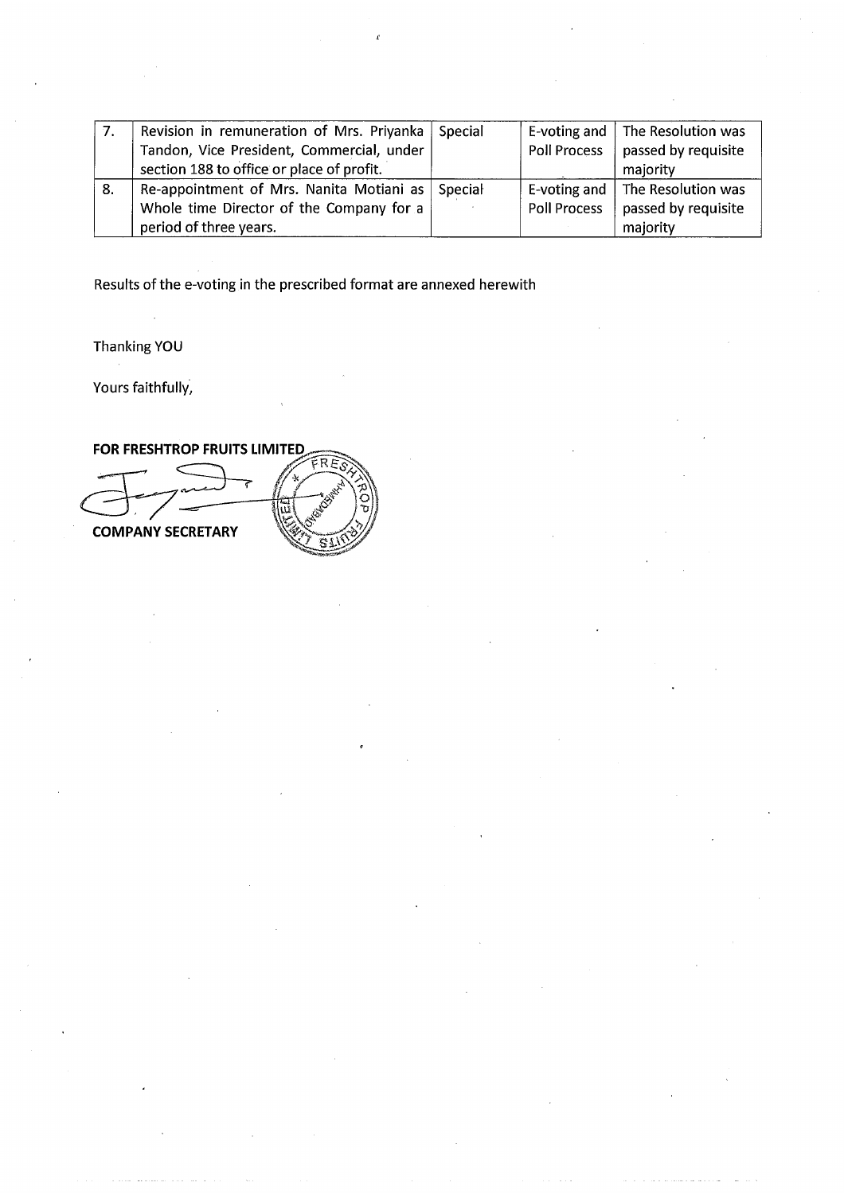| | | | | |
|---|---|---|---|---|
| 7. | Revision in remuneration of Mrs. Priyanka Tandon, Vice President, Commercial, under section 188 to office or place of profit. | Special | E-voting and Poll Process | The Resolution was passed by requisite majority |
| 8. | Re-appointment of Mrs. Nanita Motiani as Whole time Director of the Company for a period of three years. | Special | E-voting and Poll Process | The Resolution was passed by requisite majority |

Results of the e-voting in the prescribed format are annexed herewith

Thanking YOU

Yours faithfully,

**FOR FRESHTROP FRUITS LIMITED**

**COMPANY SECRETARY**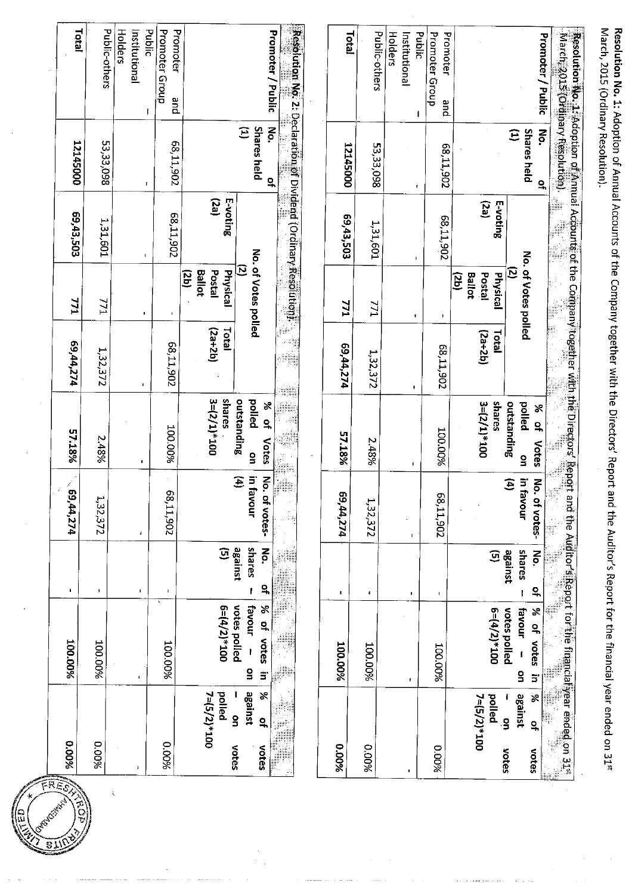**Resolution No. 1:** Adoption of Annual Accounts of the Company together with the Directors' Report and the Auditor's Report for the financial year ended on 31st March, 2015 (Ordinary Resolution).

| Promoter / Public | No. of Shares held (1) | No. of Votes polled (2) | | | % of Votes polled on outstanding shares 3=(2/1)*100 | No. of votes – in favour (4) | No. of shares – against (5) | % of votes in favour – on votes polled 6=(4/2)*100 | % of votes against – on votes polled 7=(5/2)*100 |
|---|---|---|---|---|---|---|---|---|---|
| | | E-voting (2a) | Physical Postal Ballot (2b) | Total (2a+2b) | | | | | |
| Promoter and Promoter Group | 68,11,902 | 68,11,902 | - | 68,11,902 | 100.00% | 68,11,902 | - | 100.00% | 0.00% |
| Public – Institutional Holders | - | - | - | - | - | - | - | - | - |
| Public-others | 53,33,098 | 1,31,601 | 771 | 1,32,372 | 2.48% | 1,32,372 | - | 100.00% | 0.00% |
| **Total** | **12145000** | **69,43,503** | **771** | **69,44,274** | **57.18%** | **69,44,274** | **-** | **100.00%** | **0.00%** |

**Resolution No. 2:** Declaration of Dividend (Ordinary Resolution).

| Promoter / Public | No. of Shares held (1) | No. of Votes polled (2) | | | % of Votes polled on outstanding shares 3=(2/1)*100 | No. of votes – in favour (4) | No. of shares – against (5) | % of votes in favour – on votes polled 6=(4/2)*100 | % of votes against – on votes polled 7=(5/2)*100 |
|---|---|---|---|---|---|---|---|---|---|
| | | E-voting (2a) | Physical Postal Ballot (2b) | Total (2a+2b) | | | | | |
| Promoter and Promoter Group | 68,11,902 | 68,11,902 | - | 68,11,902 | 100.00% | 68,11,902 | - | 100.00% | 0.00% |
| Public – Institutional Holders | - | - | - | - | - | - | - | - | - |
| Public-others | 53,33,098 | 1,31,601 | 771 | 1,32,372 | 2.48% | 1,32,372 | - | 100.00% | 0.00% |
| **Total** | **12145000** | **69,43,503** | **771** | **69,44,274** | **57.18%** | **69,44,274** | **-** | **100.00%** | **0.00%** |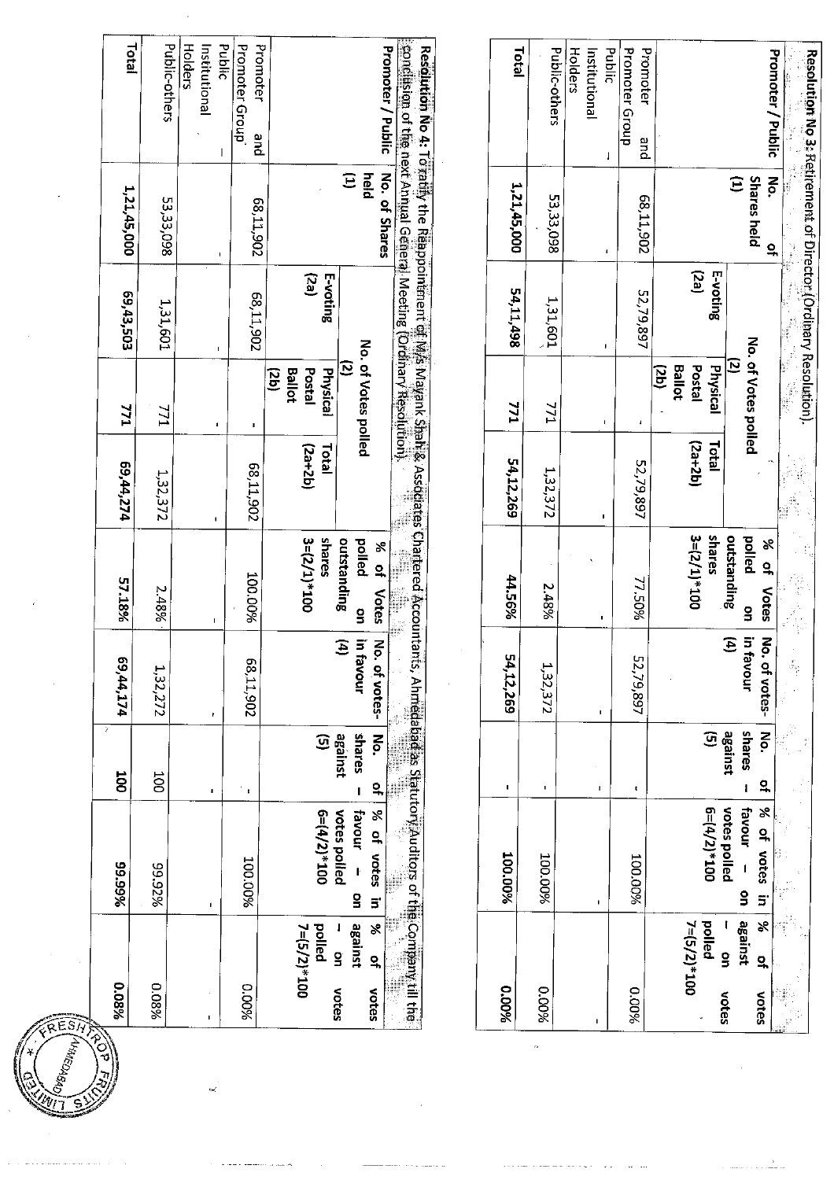**Resolution No 3:** Retirement of Director (Ordinary Resolution).

| Promoter / Public | No. of Shares held (1) | No. of Votes polled (2) | | | % of Votes polled on outstanding shares 3=(2/1)*100 | No. of votes-in favour (4) | No. of shares – against (5) | % of votes in favour – on votes polled 6=(4/2)*100 | % of votes against – on votes polled 7=(5/2)*100 |
|---|---|---|---|---|---|---|---|---|---|
| | | E-voting (2a) | Physical Postal Ballot (2b) | Total (2a+2b) | | | | | |
| Promoter and Promoter Group | 68,11,902 | 52,79,897 | - | 52,79,897 | 77.50% | 52,79,897 | - | 100.00% | 0.00% |
| Public Institutional Holders | - | - | - | - | - | - | - | - | - |
| Public-others | 53,33,098 | 1,31,601 | 771 | 1,32,372 | 2.48% | 1,32,372 | - | 100.00% | 0.00% |
| **Total** | **1,21,45,000** | **54,11,498** | **771** | **54,12,269** | **44.56%** | **54,12,269** | **-** | **100.00%** | **0.00%** |

**Resolution No 4:** To ratify the Reappointment of M/s Mayank Shah & Associates Chartered Accountants, Ahmedabad as Statutory Auditors of the Company till the conclusion of the next Annual General Meeting (Ordinary Resolution).

| Promoter / Public | No. of Shares held (1) | No. of Votes polled (2) | | | % of Votes polled on outstanding shares 3=(2/1)*100 | No. of votes-in favour (4) | No. of shares – against (5) | % of votes in favour – on votes polled 6=(4/2)*100 | % of votes against – on votes polled 7=(5/2)*100 |
|---|---|---|---|---|---|---|---|---|---|
| | | E-voting (2a) | Physical Postal Ballot (2b) | Total (2a+2b) | | | | | |
| Promoter and Promoter Group | 68,11,902 | 68,11,902 | - | 68,11,902 | 100.00% | 68,11,902 | - | 100.00% | 0.00% |
| Public Institutional Holders | - | - | - | - | - | - | - | - | - |
| Public-others | 53,33,098 | 1,31,601 | 771 | 1,32,372 | 2.48% | 1,32,272 | 100 | 99.92% | 0.08% |
| **Total** | **1,21,45,000** | **69,43,503** | **771** | **69,44,274** | **57.18%** | **69,44,174** | **100** | **99.99%** | **0.08%** |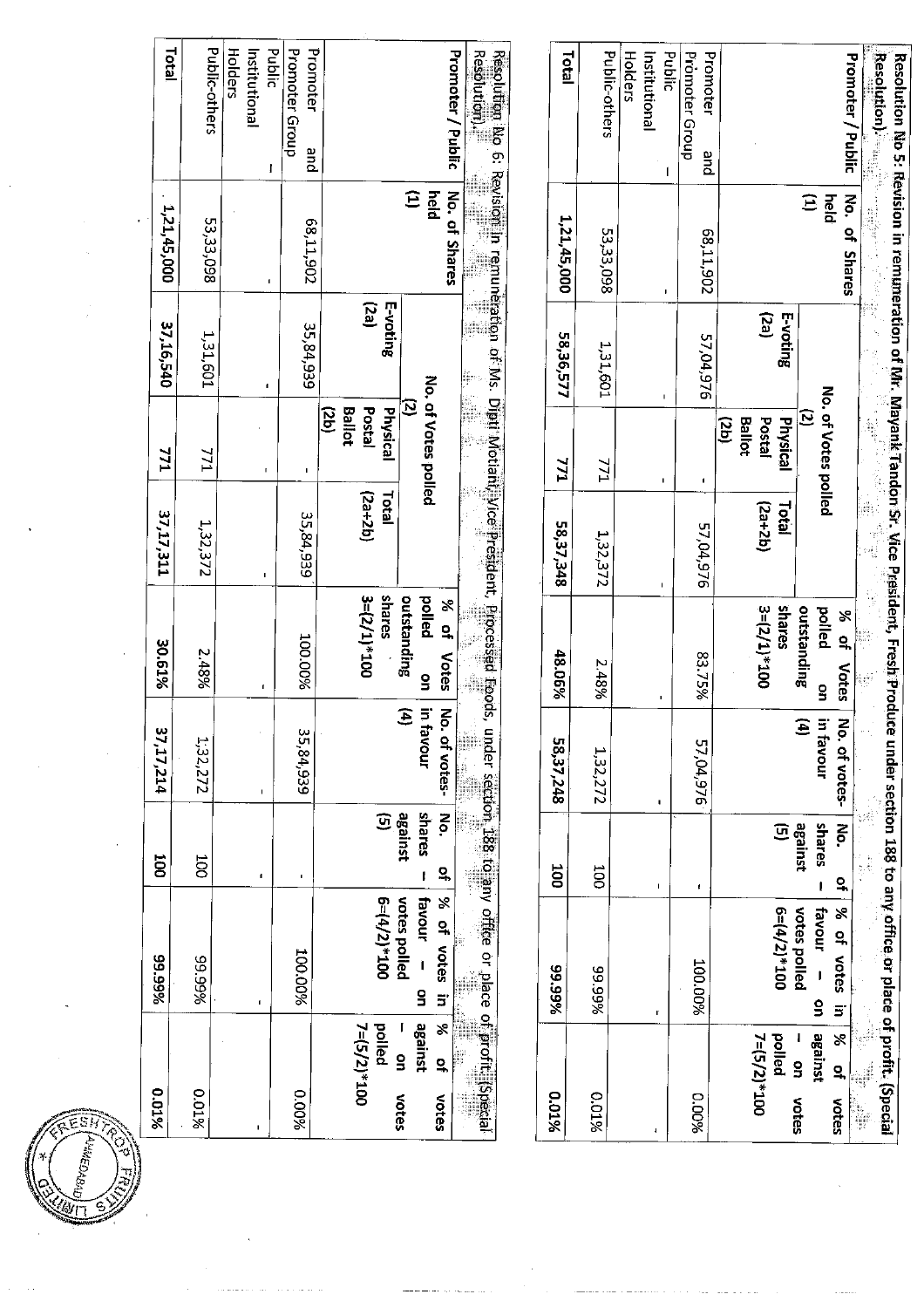**Resolution No 5: Revision in remuneration of Mr. Mayank Tandon Sr. Vice President, Fresh Produce under section 188 to any office or place of profit. (Special Resolution).**

| Promoter / Public | No. of Shares held (1) | No. of Votes polled (2) | | | % of Votes polled on outstanding shares 3=(2/1)*100 | No. of votes-in favour (4) | No. of shares – against (5) | % of votes in favour – on votes polled 6=(4/2)*100 | % of votes against – on votes polled 7=(5/2)*100 |
|---|---|---|---|---|---|---|---|---|---|
| | | E-voting (2a) | Physical Postal Ballot (2b) | Total (2a+2b) | | | | | |
| Promoter and Promoter Group | 68,11,902 | 57,04,976 | - | 57,04,976 | 83.75% | 57,04,976 | - | 100.00% | 0.00% |
| Public – Institutional Holders | - | - | - | - | - | - | - | - | - |
| Public-others | 53,33,098 | 1,31,601 | 771 | 1,32,372 | 2.48% | 1,32,272 | 100 | 99.99% | 0.01% |
| **Total** | **1,21,45,000** | **58,36,577** | **771** | **58,37,348** | **48.06%** | **58,37,248** | **100** | **99.99%** | **0.01%** |

**Resolution No 6: Revision in remuneration of Ms. Dipti Motlani, Vice President, Processed Foods, under section 188 to any office or place of profit. (Special Resolution).**

| Promoter / Public | No. of Shares held (1) | No. of Votes polled (2) | | | % of Votes polled on outstanding shares 3=(2/1)*100 | No. of votes-in favour (4) | No. of shares – against (5) | % of votes in favour – on votes polled 6=(4/2)*100 | % of votes against – on votes polled 7=(5/2)*100 |
|---|---|---|---|---|---|---|---|---|---|
| | | E-voting (2a) | Physical Postal Ballot (2b) | Total (2a+2b) | | | | | |
| Promoter and Promoter Group | 68,11,902 | 35,84,939 | - | 35,84,939 | 100.00% | 35,84,939 | - | 100.00% | 0.00% |
| Public – Institutional Holders | - | - | - | - | - | - | - | - | - |
| Public-others | 53,33,098 | 1,31,601 | 771 | 1,32,372 | 2.48% | 1,32,272 | 100 | 99.99% | 0.01% |
| **Total** | **1,21,45,000** | **37,16,540** | **771** | **37,17,311** | **30.61%** | **37,17,214** | **100** | **99.99%** | **0.01%** |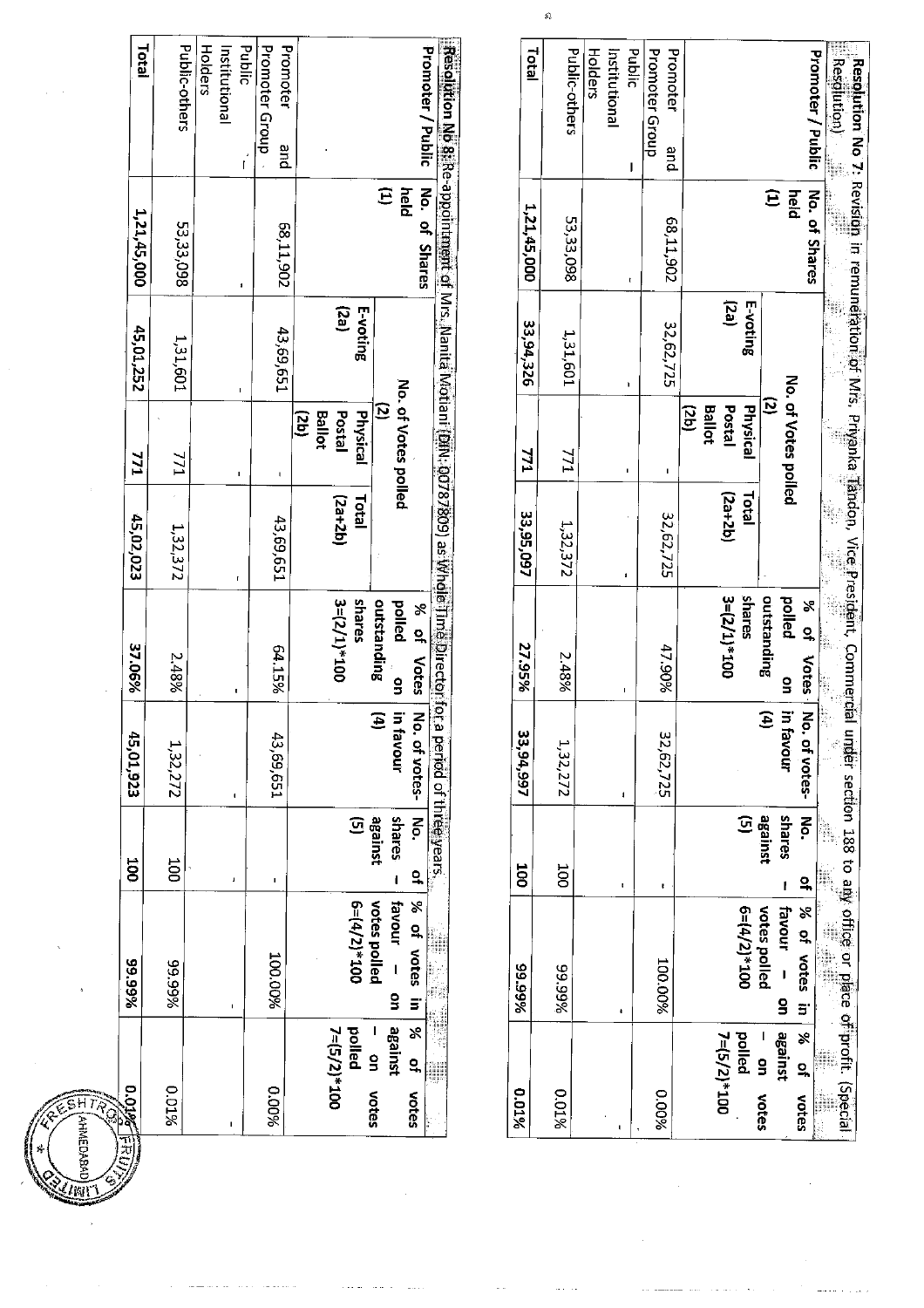**Resolution No 7:** Revision in remuneration of Mrs. Priyanka Tandon, Vice President, Commercial under section 188 to any office or place of profit. (Special Resolution)

| Promoter / Public | No. of Shares held (1) | No. of Votes polled (2) | | | % of Votes polled on outstanding shares 3=(2/1)*100 | No. of votes-in favour (4) | No. of shares – against (5) | % of votes in favour – on votes polled 6=(4/2)*100 | % of votes against – on votes polled 7=(5/2)*100 |
|---|---|---|---|---|---|---|---|---|---|
| | | E-voting (2a) | Physical Postal Ballot (2b) | Total (2a+2b) | | | | | |
| Promoter and Promoter Group | 68,11,902 | 32,62,725 | - | 32,62,725 | 47.90% | 32,62,725 | - | 100.00% | 0.00% |
| Public Institutional Holders | - | - | - | - | - | - | - | - | - |
| Public-others | 53,33,098 | 1,31,601 | 771 | 1,32,372 | 2.48% | 1,32,272 | 100 | 99.99% | 0.01% |
| Total | 1,21,45,000 | 33,94,326 | 771 | 33,95,097 | 27.95% | 33,94,997 | 100 | 99.99% | 0.01% |

**Resolution No 8:** Re-appointment of Mrs. Nanita Motiani (DIN: 00787809) as Whole Time Director for a period of three years.

| Promoter / Public | No. of Shares held (1) | No. of Votes polled (2) | | | % of Votes polled on outstanding shares 3=(2/1)*100 | No. of votes-in favour (4) | No. of shares – against (5) | % of votes in favour – on votes polled 6=(4/2)*100 | % of votes against – on votes polled 7=(5/2)*100 |
|---|---|---|---|---|---|---|---|---|---|
| | | E-voting (2a) | Physical Postal Ballot (2b) | Total (2a+2b) | | | | | |
| Promoter and Promoter Group | 68,11,902 | 43,69,651 | - | 43,69,651 | 64.15% | 43,69,651 | - | 100.00% | 0.00% |
| Public Institutional Holders | - | - | - | - | - | - | - | - | - |
| Public-others | 53,33,098 | 1,31,601 | 771 | 1,32,372 | 2.48% | 1,32,272 | 100 | 99.99% | 0.01% |
| Total | 1,21,45,000 | 45,01,252 | 771 | 45,02,023 | 37.06% | 45,01,923 | 100 | 99.99% | 0.01% |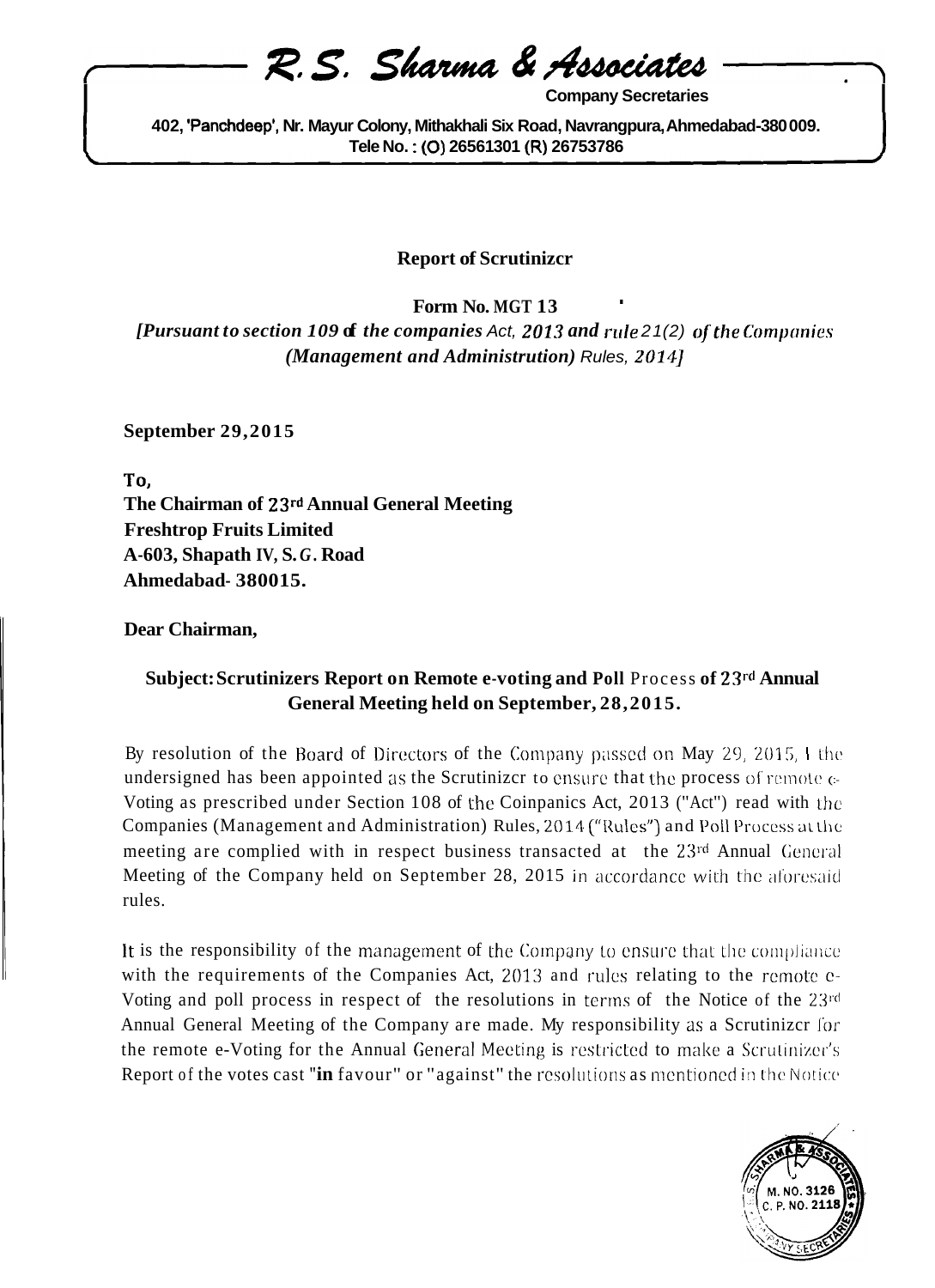# R.S. Sharma & Associates

**Company Secretaries**

**402, 'Panchdeep', Nr. Mayur Colony, Mithakhali Six Road, Navrangpura, Ahmedabad-380 009.**
**Tele No. : (O) 26561301 (R) 26753786**

## Report of Scrutinizcr

**Form No. MGT 13**

***[Pursuant to section 109 of the companies Act, 2013 and rule 21(2) of the Companies (Management and Administrution) Rules, 2014]***

**September 29, 2015**

**To,**
**The Chairman of 23rd Annual General Meeting**
**Freshtrop Fruits Limited**
**A-603, Shapath IV, S. G. Road**
**Ahmedabad- 380015.**

**Dear Chairman,**

**Subject: Scrutinizers Report on Remote e-voting and Poll Process of 23rd Annual General Meeting held on September, 28, 2015.**

By resolution of the Board of Directors of the Company passed on May 29, 2015, I the undersigned has been appointed as the Scrutinizcr to ensure that the process of remote e-Voting as prescribed under Section 108 of the Coinpanics Act, 2013 ("Act") read with the Companies (Management and Administration) Rules, 2014 ("Rules") and Poll Process at the meeting are complied with in respect business transacted at the 23rd Annual General Meeting of the Company held on September 28, 2015 in accordance with the aforesaid rules.

It is the responsibility of the management of the Company to ensure that the compliance with the requirements of the Companies Act, 2013 and rules relating to the remote e-Voting and poll process in respect of the resolutions in terms of the Notice of the 23rd Annual General Meeting of the Company are made. My responsibility as a Scrutinizcr for the remote e-Voting for the Annual General Meeting is restricted to make a Scrutinizer's Report of the votes cast "in favour" or "against" the resolutions as mentioned in the Notice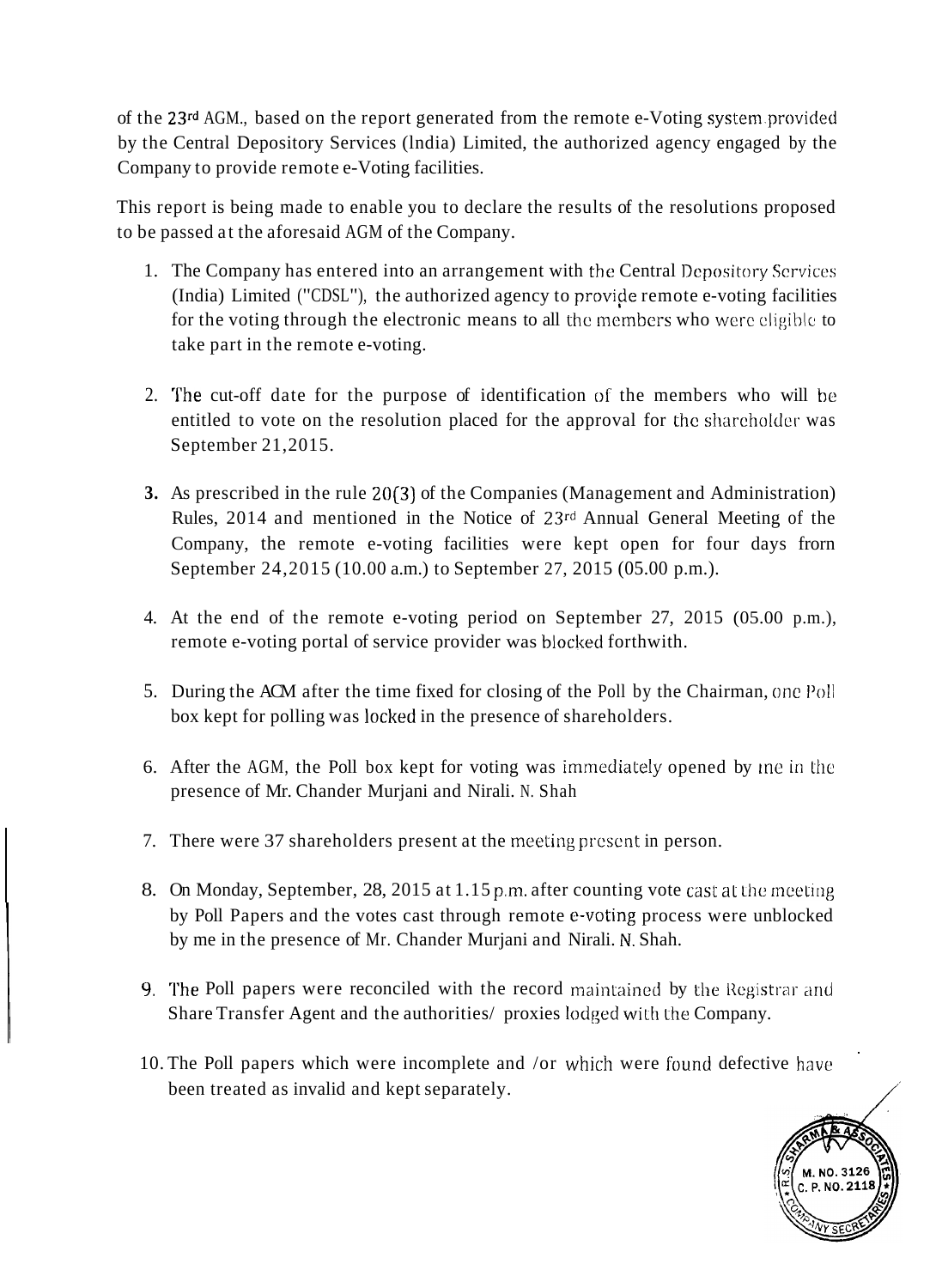of the 23rd AGM., based on the report generated from the remote e-Voting system provided by the Central Depository Services (India) Limited, the authorized agency engaged by the Company to provide remote e-Voting facilities.

This report is being made to enable you to declare the results of the resolutions proposed to be passed at the aforesaid AGM of the Company.

1. The Company has entered into an arrangement with the Central Depository Services (India) Limited ("CDSL"), the authorized agency to provide remote e-voting facilities for the voting through the electronic means to all the members who were eligible to take part in the remote e-voting.

2. The cut-off date for the purpose of identification of the members who will be entitled to vote on the resolution placed for the approval for the shareholder was September 21,2015.

3. As prescribed in the rule 20(3) of the Companies (Management and Administration) Rules, 2014 and mentioned in the Notice of 23rd Annual General Meeting of the Company, the remote e-voting facilities were kept open for four days frorn September 24,2015 (10.00 a.m.) to September 27, 2015 (05.00 p.m.).

4. At the end of the remote e-voting period on September 27, 2015 (05.00 p.m.), remote e-voting portal of service provider was blocked forthwith.

5. During the ACM after the time fixed for closing of the Poll by the Chairman, one Poll box kept for polling was locked in the presence of shareholders.

6. After the AGM, the Poll box kept for voting was immediately opened by me in the presence of Mr. Chander Murjani and Nirali. N. Shah

7. There were 37 shareholders present at the meeting present in person.

8. On Monday, September, 28, 2015 at 1.15 p.m. after counting vote cast at the meeting by Poll Papers and the votes cast through remote e-voting process were unblocked by me in the presence of Mr. Chander Murjani and Nirali. N. Shah.

9. The Poll papers were reconciled with the record maintained by the Registrar and Share Transfer Agent and the authorities/ proxies lodged with the Company.

10. The Poll papers which were incomplete and /or which were found defective have been treated as invalid and kept separately.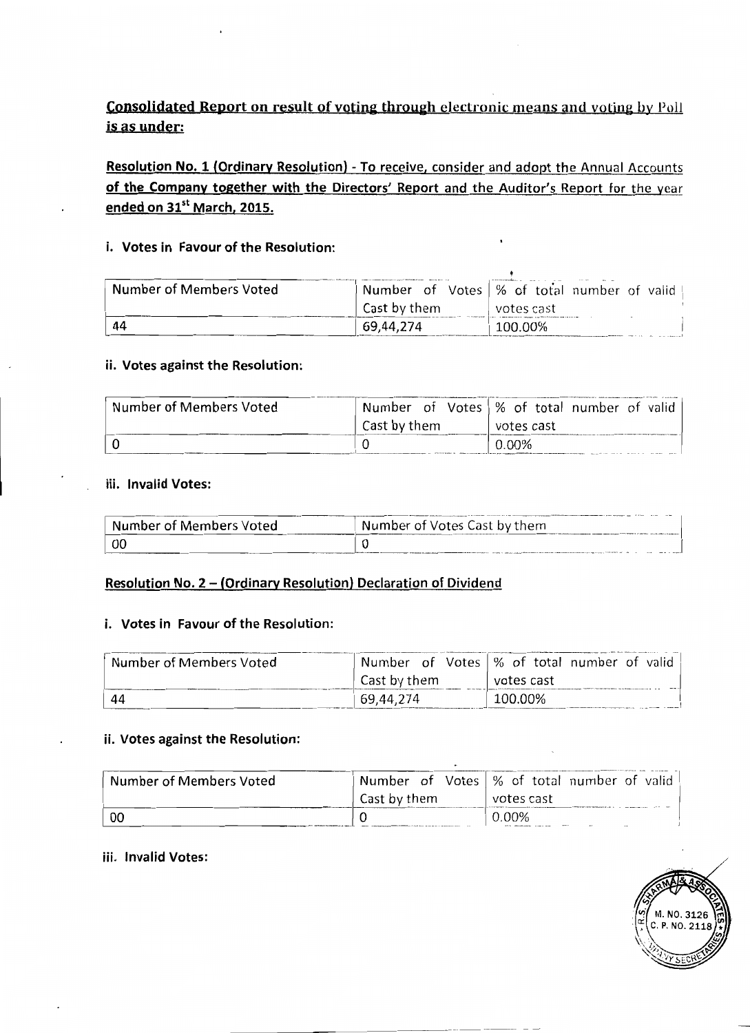## Consolidated Report on result of voting through electronic means and voting by Poll is as under:

**Resolution No. 1 (Ordinary Resolution) - To receive, consider and adopt the Annual Accounts of the Company together with the Directors' Report and the Auditor's Report for the year ended on 31st March, 2015.**

**i. Votes in Favour of the Resolution:**

| Number of Members Voted | Number of Votes Cast by them | % of total number of valid votes cast |
|---|---|---|
| 44 | 69,44,274 | 100.00% |

**ii. Votes against the Resolution:**

| Number of Members Voted | Number of Votes Cast by them | % of total number of valid votes cast |
|---|---|---|
| 0 | 0 | 0.00% |

**iii. Invalid Votes:**

| Number of Members Voted | Number of Votes Cast by them |
|---|---|
| 00 | 0 |

**Resolution No. 2 – (Ordinary Resolution) Declaration of Dividend**

**i. Votes in Favour of the Resolution:**

| Number of Members Voted | Number of Votes Cast by them | % of total number of valid votes cast |
|---|---|---|
| 44 | 69,44,274 | 100.00% |

**ii. Votes against the Resolution:**

| Number of Members Voted | Number of Votes Cast by them | % of total number of valid votes cast |
|---|---|---|
| 00 | 0 | 0.00% |

**iii. Invalid Votes:**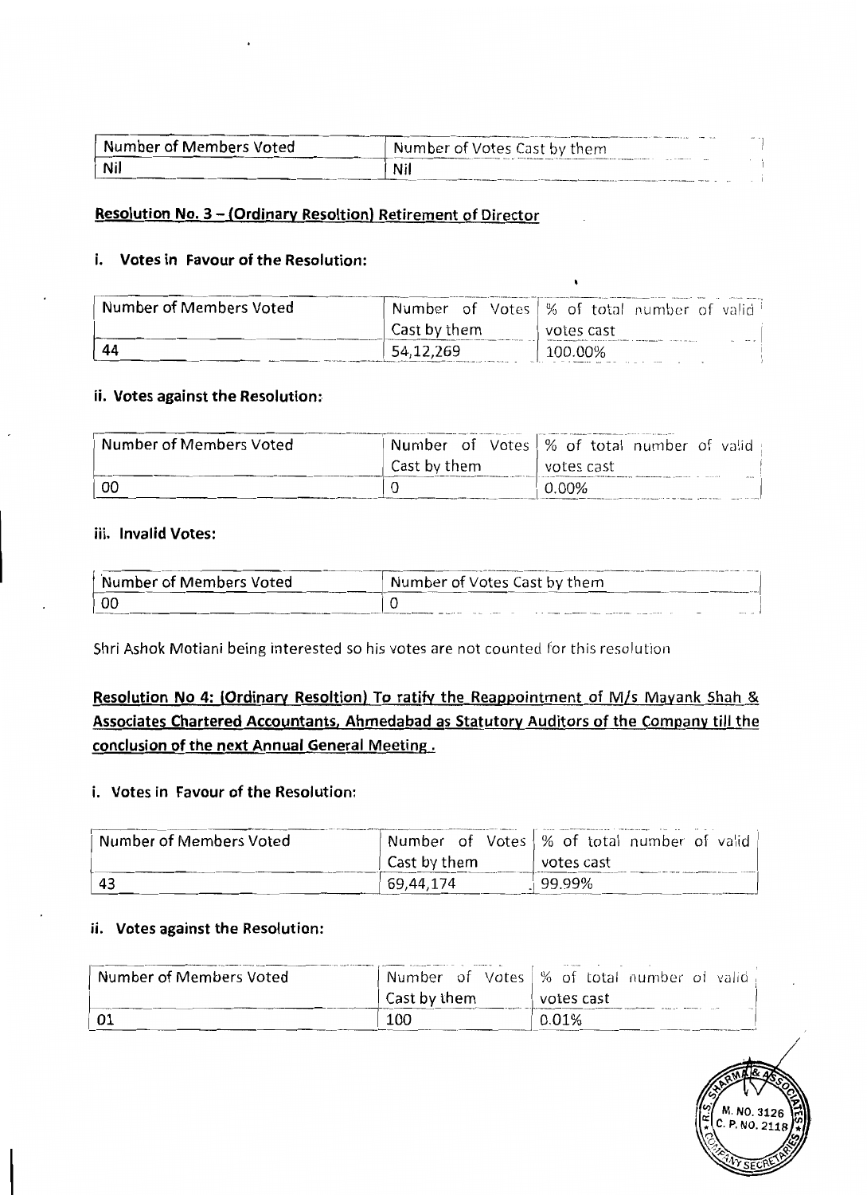| Number of Members Voted | Number of Votes Cast by them |
|---|---|
| Nil | Nil |

**Resolution No. 3 – (Ordinary Resoltion) Retirement of Director**

**i. Votes in Favour of the Resolution:**

| Number of Members Voted | Number of Votes Cast by them | % of total number of valid votes cast |
|---|---|---|
| 44 | 54,12,269 | 100.00% |

**ii. Votes against the Resolution:**

| Number of Members Voted | Number of Votes Cast by them | % of total number of valid votes cast |
|---|---|---|
| 00 | 0 | 0.00% |

**iii. Invalid Votes:**

| Number of Members Voted | Number of Votes Cast by them |
|---|---|
| 00 | 0 |

Shri Ashok Motiani being interested so his votes are not counted for this resolution

**Resolution No 4: (Ordinary Resoltion) To ratify the Reappointment of M/s Mayank Shah & Associates Chartered Accountants, Ahmedabad as Statutory Auditors of the Company till the conclusion of the next Annual General Meeting .**

**i. Votes in Favour of the Resolution:**

| Number of Members Voted | Number of Votes Cast by them | % of total number of valid votes cast |
|---|---|---|
| 43 | 69,44,174 | 99.99% |

**ii. Votes against the Resolution:**

| Number of Members Voted | Number of Votes Cast by them | % of total number of valid votes cast |
|---|---|---|
| 01 | 100 | 0.01% |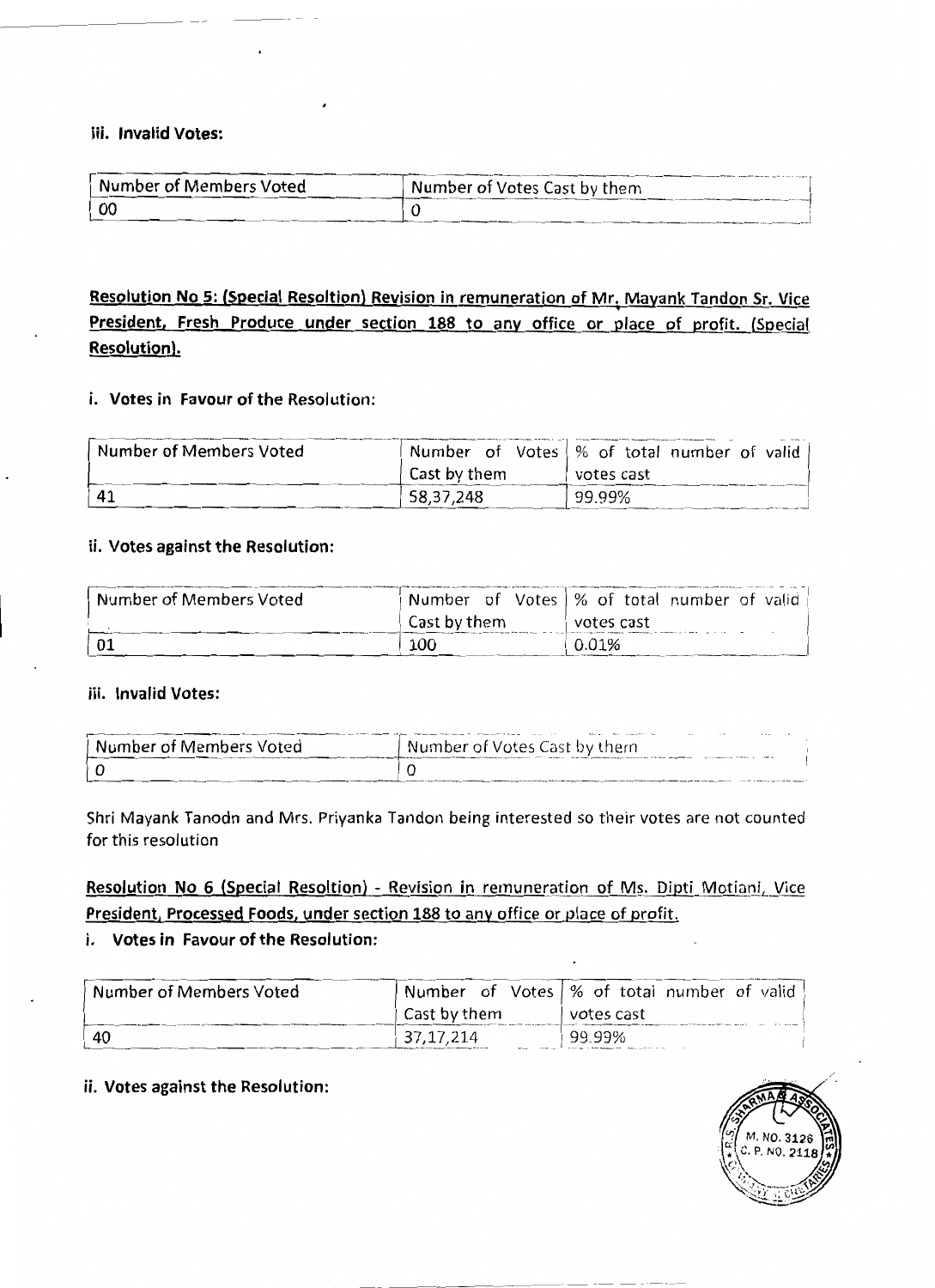**iii. Invalid Votes:**

| Number of Members Voted | Number of Votes Cast by them |
|---|---|
| 00 | 0 |

**Resolution No 5: (Special Resoltion) Revision in remuneration of Mr. Mayank Tandon Sr. Vice President, Fresh Produce under section 188 to any office or place of profit. (Special Resolution).**

**i. Votes in Favour of the Resolution:**

| Number of Members Voted | Number of Votes Cast by them | % of total number of valid votes cast |
|---|---|---|
| 41 | 58,37,248 | 99.99% |

**ii. Votes against the Resolution:**

| Number of Members Voted | Number of Votes Cast by them | % of total number of valid votes cast |
|---|---|---|
| 01 | 100 | 0.01% |

**iii. Invalid Votes:**

| Number of Members Voted | Number of Votes Cast by them |
|---|---|
| 0 | 0 |

Shri Mayank Tanodn and Mrs. Priyanka Tandon being interested so their votes are not counted for this resolution

**Resolution No 6 (Special Resoltion) - Revision in remuneration of Ms. Dipti Motiani, Vice President, Processed Foods, under section 188 to any office or place of profit.**

**i. Votes in Favour of the Resolution:**

| Number of Members Voted | Number of Votes Cast by them | % of total number of valid votes cast |
|---|---|---|
| 40 | 37,17,214 | 99.99% |

**ii. Votes against the Resolution:**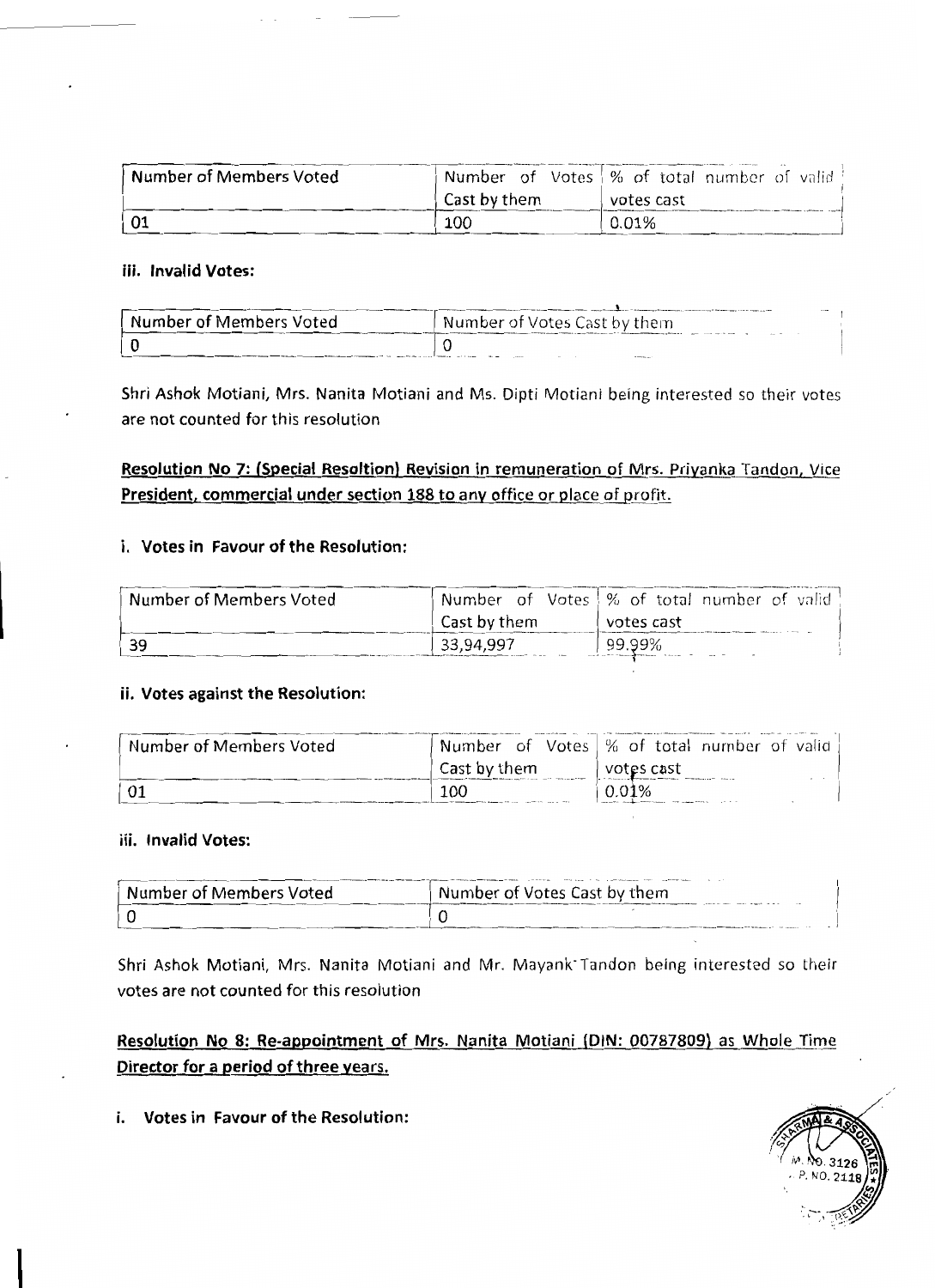| Number of Members Voted | Number of Votes Cast by them | % of total number of valid votes cast |
|---|---|---|
| 01 | 100 | 0.01% |

**iii. Invalid Votes:**

| Number of Members Voted | Number of Votes Cast by them |
|---|---|
| 0 | 0 |

Shri Ashok Motiani, Mrs. Nanita Motiani and Ms. Dipti Motiani being interested so their votes are not counted for this resolution

**Resolution No 7: (Special Resoltion) Revision in remuneration of Mrs. Priyanka Tandon, Vice President, commercial under section 188 to any office or place of profit.**

**i. Votes in Favour of the Resolution:**

| Number of Members Voted | Number of Votes Cast by them | % of total number of valid votes cast |
|---|---|---|
| 39 | 33,94,997 | 99.99% |

**ii. Votes against the Resolution:**

| Number of Members Voted | Number of Votes Cast by them | % of total number of valid votes cast |
|---|---|---|
| 01 | 100 | 0.01% |

**iii. Invalid Votes:**

| Number of Members Voted | Number of Votes Cast by them |
|---|---|
| 0 | 0 |

Shri Ashok Motiani, Mrs. Nanita Motiani and Mr. Mayank Tandon being interested so their votes are not counted for this resolution

**Resolution No 8: Re-appointment of Mrs. Nanita Motiani (DIN: 00787809) as Whole Time Director for a period of three years.**

**i. Votes in Favour of the Resolution:**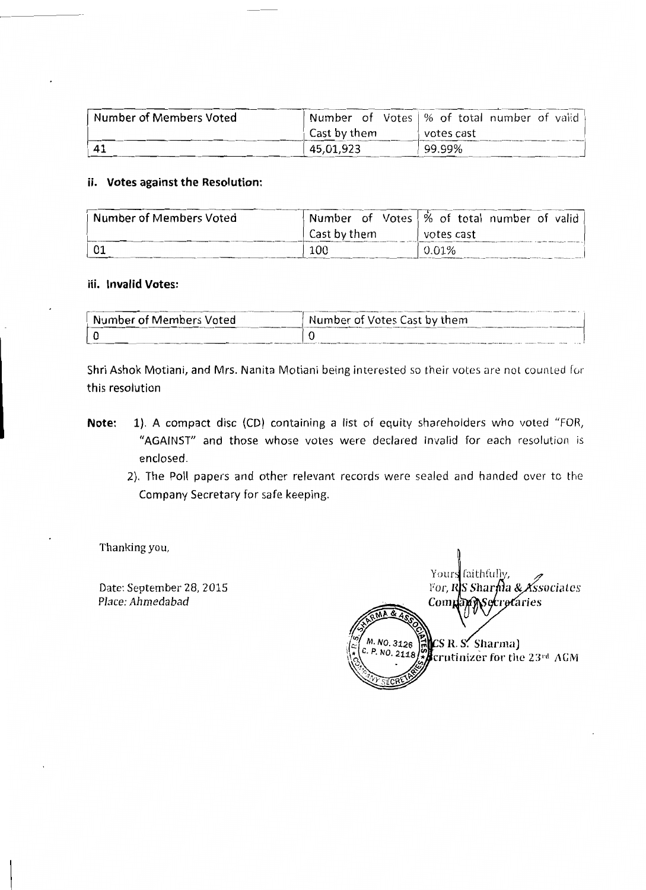| Number of Members Voted | Number of Votes Cast by them | % of total number of valid votes cast |
|---|---|---|
| 41 | 45,01,923 | 99.99% |

**ii. Votes against the Resolution:**

| Number of Members Voted | Number of Votes Cast by them | % of total number of valid votes cast |
|---|---|---|
| 01 | 100 | 0.01% |

**iii. Invalid Votes:**

| Number of Members Voted | Number of Votes Cast by them |
|---|---|
| 0 | 0 |

Shri Ashok Motiani, and Mrs. Nanita Motiani being interested so their votes are not counted for this resolution

**Note:** 1). A compact disc (CD) containing a list of equity shareholders who voted "FOR, "AGAINST" and those whose votes were declared invalid for each resolution is enclosed.

2). The Poll papers and other relevant records were sealed and handed over to the Company Secretary for safe keeping.

Thanking you,

Date: September 28, 2015
*Place: Ahmedabad*

Yours faithfully,
*For, RS Sharma & Associates*
**Company Secretaries**

M. NO. 3126
C. P. NO. 2118

(CS R. S. Sharma)
Scrutinizer for the 23rd AGM